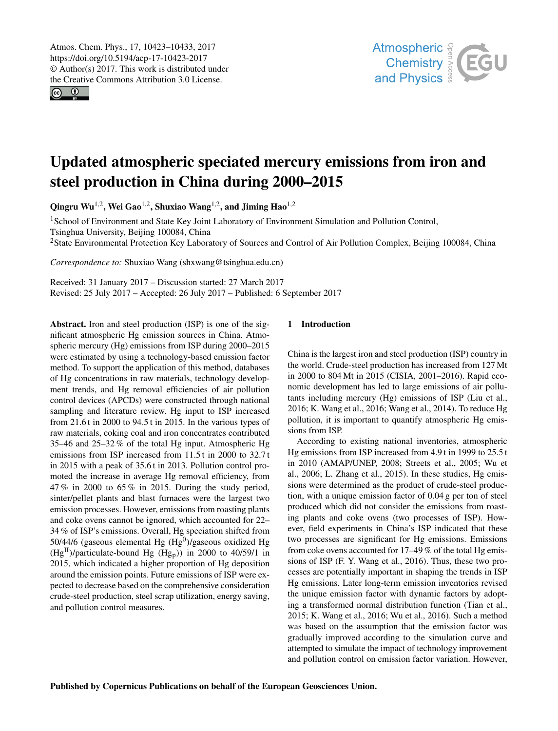Atmos. Chem. Phys., 17, 10423–10433, 2017
https://doi.org/10.5194/acp-17-10423-2017
© Author(s) 2017. This work is distributed under the Creative Commons Attribution 3.0 License.

# Updated atmospheric speciated mercury emissions from iron and steel production in China during 2000–2015

**Qingru Wu[1,2], Wei Gao[1,2], Shuxiao Wang[1,2], and Jiming Hao[1,2]**

[1]School of Environment and State Key Joint Laboratory of Environment Simulation and Pollution Control, Tsinghua University, Beijing 100084, China
[2]State Environmental Protection Key Laboratory of Sources and Control of Air Pollution Complex, Beijing 100084, China

*Correspondence to:* Shuxiao Wang (shxwang@tsinghua.edu.cn)

Received: 31 January 2017 – Discussion started: 27 March 2017
Revised: 25 July 2017 – Accepted: 26 July 2017 – Published: 6 September 2017

**Abstract.** Iron and steel production (ISP) is one of the significant atmospheric Hg emission sources in China. Atmospheric mercury (Hg) emissions from ISP during 2000–2015 were estimated by using a technology-based emission factor method. To support the application of this method, databases of Hg concentrations in raw materials, technology development trends, and Hg removal efficiencies of air pollution control devices (APCDs) were constructed through national sampling and literature review. Hg input to ISP increased from 21.6 t in 2000 to 94.5 t in 2015. In the various types of raw materials, coking coal and iron concentrates contributed 35–46 and 25–32 % of the total Hg input. Atmospheric Hg emissions from ISP increased from 11.5 t in 2000 to 32.7 t in 2015 with a peak of 35.6 t in 2013. Pollution control promoted the increase in average Hg removal efficiency, from 47 % in 2000 to 65 % in 2015. During the study period, sinter/pellet plants and blast furnaces were the largest two emission processes. However, emissions from roasting plants and coke ovens cannot be ignored, which accounted for 22–34 % of ISP's emissions. Overall, Hg speciation shifted from 50/44/6 (gaseous elemental Hg ($Hg^0$)/gaseous oxidized Hg ($Hg^{II}$)/particulate-bound Hg ($Hg_p$)) in 2000 to 40/59/1 in 2015, which indicated a higher proportion of Hg deposition around the emission points. Future emissions of ISP were expected to decrease based on the comprehensive consideration crude-steel production, steel scrap utilization, energy saving, and pollution control measures.

## 1 Introduction

China is the largest iron and steel production (ISP) country in the world. Crude-steel production has increased from 127 Mt in 2000 to 804 Mt in 2015 (CISIA, 2001–2016). Rapid economic development has led to large emissions of air pollutants including mercury (Hg) emissions of ISP (Liu et al., 2016; K. Wang et al., 2016; Wang et al., 2014). To reduce Hg pollution, it is important to quantify atmospheric Hg emissions from ISP.

According to existing national inventories, atmospheric Hg emissions from ISP increased from 4.9 t in 1999 to 25.5 t in 2010 (AMAP/UNEP, 2008; Streets et al., 2005; Wu et al., 2006; L. Zhang et al., 2015). In these studies, Hg emissions were determined as the product of crude-steel production, with a unique emission factor of 0.04 g per ton of steel produced which did not consider the emissions from roasting plants and coke ovens (two processes of ISP). However, field experiments in China's ISP indicated that these two processes are significant for Hg emissions. Emissions from coke ovens accounted for 17–49 % of the total Hg emissions of ISP (F. Y. Wang et al., 2016). Thus, these two processes are potentially important in shaping the trends in ISP Hg emissions. Later long-term emission inventories revised the unique emission factor with dynamic factors by adopting a transformed normal distribution function (Tian et al., 2015; K. Wang et al., 2016; Wu et al., 2016). Such a method was based on the assumption that the emission factor was gradually improved according to the simulation curve and attempted to simulate the impact of technology improvement and pollution control on emission factor variation. However,

Published by Copernicus Publications on behalf of the European Geosciences Union.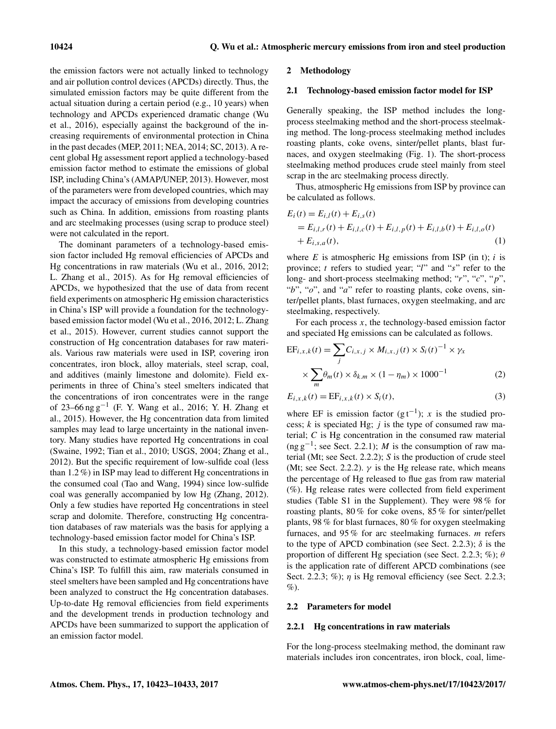the emission factors were not actually linked to technology and air pollution control devices (APCDs) directly. Thus, the simulated emission factors may be quite different from the actual situation during a certain period (e.g., 10 years) when technology and APCDs experienced dramatic change (Wu et al., 2016), especially against the background of the increasing requirements of environmental protection in China in the past decades (MEP, 2011; NEA, 2014; SC, 2013). A recent global Hg assessment report applied a technology-based emission factor method to estimate the emissions of global ISP, including China's (AMAP/UNEP, 2013). However, most of the parameters were from developed countries, which may impact the accuracy of emissions from developing countries such as China. In addition, emissions from roasting plants and arc steelmaking processes (using scrap to produce steel) were not calculated in the report.

The dominant parameters of a technology-based emission factor included Hg removal efficiencies of APCDs and Hg concentrations in raw materials (Wu et al., 2016, 2012; L. Zhang et al., 2015). As for Hg removal efficiencies of APCDs, we hypothesized that the use of data from recent field experiments on atmospheric Hg emission characteristics in China's ISP will provide a foundation for the technology-based emission factor model (Wu et al., 2016, 2012; L. Zhang et al., 2015). However, current studies cannot support the construction of Hg concentration databases for raw materials. Various raw materials were used in ISP, covering iron concentrates, iron block, alloy materials, steel scrap, coal, and additives (mainly limestone and dolomite). Field experiments in three of China's steel smelters indicated that the concentrations of iron concentrates were in the range of 23–66 $ng\,g^{-1}$ (F. Y. Wang et al., 2016; Y. H. Zhang et al., 2015). However, the Hg concentration data from limited samples may lead to large uncertainty in the national inventory. Many studies have reported Hg concentrations in coal (Swaine, 1992; Tian et al., 2010; USGS, 2004; Zhang et al., 2012). But the specific requirement of low-sulfide coal (less than 1.2 %) in ISP may lead to different Hg concentrations in the consumed coal (Tao and Wang, 1994) since low-sulfide coal was generally accompanied by low Hg (Zhang, 2012). Only a few studies have reported Hg concentrations in steel scrap and dolomite. Therefore, constructing Hg concentration databases of raw materials was the basis for applying a technology-based emission factor model for China's ISP.

In this study, a technology-based emission factor model was constructed to estimate atmospheric Hg emissions from China's ISP. To fulfill this aim, raw materials consumed in steel smelters have been sampled and Hg concentrations have been analyzed to construct the Hg concentration databases. Up-to-date Hg removal efficiencies from field experiments and the development trends in production technology and APCDs have been summarized to support the application of an emission factor model.

## 2 Methodology

### 2.1 Technology-based emission factor model for ISP

Generally speaking, the ISP method includes the long-process steelmaking method and the short-process steelmaking method. The long-process steelmaking method includes roasting plants, coke ovens, sinter/pellet plants, blast furnaces, and oxygen steelmaking (Fig. 1). The short-process steelmaking method produces crude steel mainly from steel scrap in the arc steelmaking process directly.

Thus, atmospheric Hg emissions from ISP by province can be calculated as follows.

$$
\begin{aligned}
E_i(t) &= E_{i,l}(t) + E_{i,s}(t) \\
&= E_{i,l,r}(t) + E_{i,l,c}(t) + E_{i,l,p}(t) + E_{i,l,b}(t) + E_{i,l,o}(t) \\
&\quad + E_{i,s,a}(t), \qquad (1)
\end{aligned}
$$

where $E$ is atmospheric Hg emissions from ISP (in t); $i$ is province; $t$ refers to studied year; "$l$" and "$s$" refer to the long- and short-process steelmaking method; "$r$", "$c$", "$p$", "$b$", "$o$", and "$a$" refer to roasting plants, coke ovens, sinter/pellet plants, blast furnaces, oxygen steelmaking, and arc steelmaking, respectively.

For each process $x$, the technology-based emission factor and speciated Hg emissions can be calculated as follows.

$$
\begin{aligned}
\mathrm{EF}_{i,x,k}(t) &= \sum_j C_{i,x,j} \times M_{i,x,j}(t) \times S_i(t)^{-1} \times \gamma_x \\
&\quad \times \sum_m \theta_m(t) \times \delta_{k,m} \times (1-\eta_m) \times 1000^{-1} \qquad (2)
\end{aligned}
$$

$$
E_{i,x,k}(t) = \mathrm{EF}_{i,x,k}(t) \times S_i(t), \qquad (3)
$$

where EF is emission factor ($g\,t^{-1}$); $x$ is the studied process; $k$ is speciated Hg; $j$ is the type of consumed raw material; $C$ is Hg concentration in the consumed raw material ($ng\,g^{-1}$; see Sect. 2.2.1); $M$ is the consumption of raw material (Mt; see Sect. 2.2.2); $S$ is the production of crude steel (Mt; see Sect. 2.2.2). $\gamma$ is the Hg release rate, which means the percentage of Hg released to flue gas from raw material (%). Hg release rates were collected from field experiment studies (Table S1 in the Supplement). They were 98 % for roasting plants, 80 % for coke ovens, 85 % for sinter/pellet plants, 98 % for blast furnaces, 80 % for oxygen steelmaking furnaces, and 95 % for arc steelmaking furnaces. $m$ refers to the type of APCD combination (see Sect. 2.2.3); $\delta$ is the proportion of different Hg speciation (see Sect. 2.2.3; %); $\theta$ is the application rate of different APCD combinations (see Sect. 2.2.3; %); $\eta$ is Hg removal efficiency (see Sect. 2.2.3; %).

### 2.2 Parameters for model

#### 2.2.1 Hg concentrations in raw materials

For the long-process steelmaking method, the dominant raw materials includes iron concentrates, iron block, coal, lime-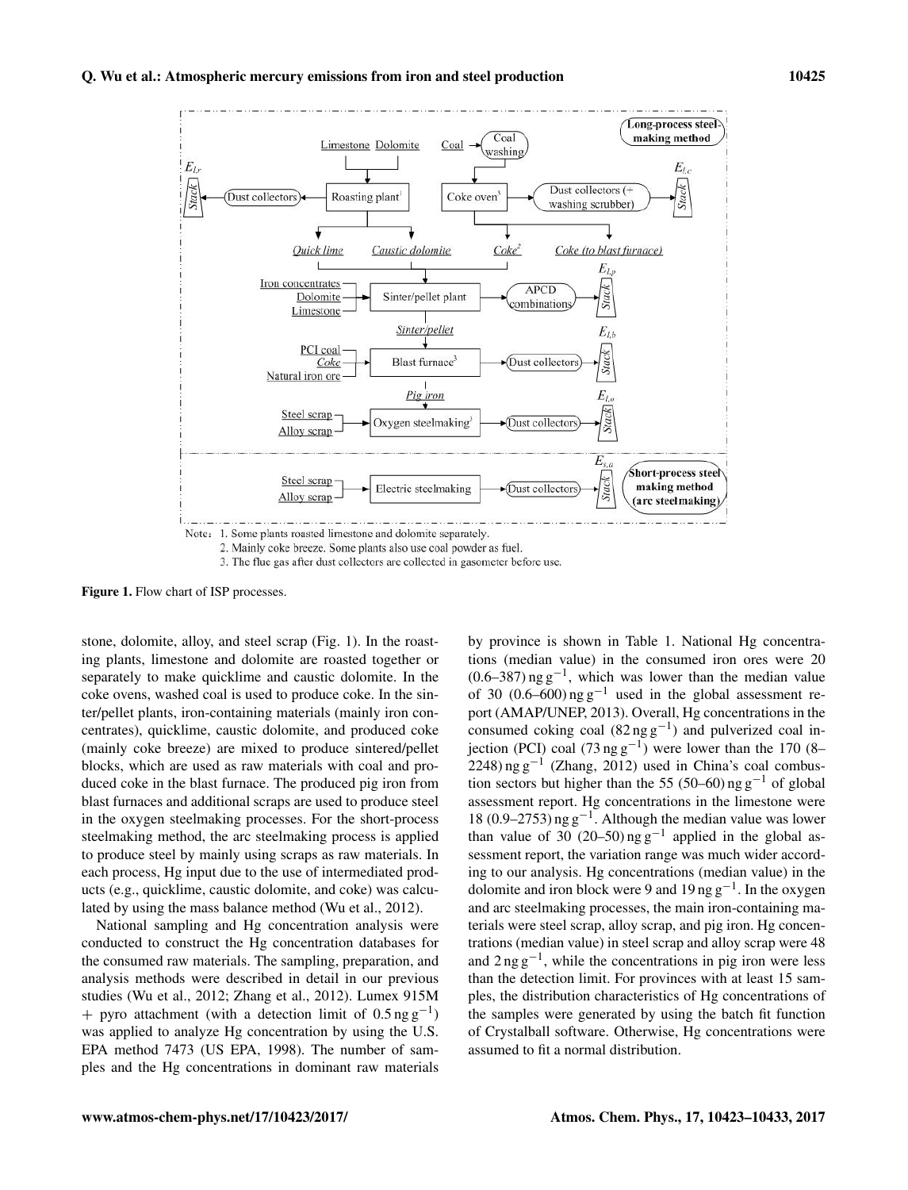Note: 1. Some plants roasted limestone and dolomite separately.
2. Mainly coke breeze. Some plants also use coal powder as fuel.
3. The flue gas after dust collectors are collected in gasometer before use.

**Figure 1.** Flow chart of ISP processes.

stone, dolomite, alloy, and steel scrap (Fig. 1). In the roasting plants, limestone and dolomite are roasted together or separately to make quicklime and caustic dolomite. In the coke ovens, washed coal is used to produce coke. In the sinter/pellet plants, iron-containing materials (mainly iron concentrates), quicklime, caustic dolomite, and produced coke (mainly coke breeze) are mixed to produce sintered/pellet blocks, which are used as raw materials with coal and produced coke in the blast furnace. The produced pig iron from blast furnaces and additional scraps are used to produce steel in the oxygen steelmaking processes. For the short-process steelmaking method, the arc steelmaking process is applied to produce steel by mainly using scraps as raw materials. In each process, Hg input due to the use of intermediated products (e.g., quicklime, caustic dolomite, and coke) was calculated by using the mass balance method (Wu et al., 2012).

National sampling and Hg concentration analysis were conducted to construct the Hg concentration databases for the consumed raw materials. The sampling, preparation, and analysis methods were described in detail in our previous studies (Wu et al., 2012; Zhang et al., 2012). Lumex 915M + pyro attachment (with a detection limit of $0.5\,\mathrm{ng\,g^{-1}}$) was applied to analyze Hg concentration by using the U.S. EPA method 7473 (US EPA, 1998). The number of samples and the Hg concentrations in dominant raw materials by province is shown in Table 1. National Hg concentrations (median value) in the consumed iron ores were 20 (0.6–387) $\mathrm{ng\,g^{-1}}$, which was lower than the median value of 30 (0.6–600) $\mathrm{ng\,g^{-1}}$ used in the global assessment report (AMAP/UNEP, 2013). Overall, Hg concentrations in the consumed coking coal (82 $\mathrm{ng\,g^{-1}}$) and pulverized coal injection (PCI) coal (73 $\mathrm{ng\,g^{-1}}$) were lower than the 170 (8–2248) $\mathrm{ng\,g^{-1}}$ (Zhang, 2012) used in China's coal combustion sectors but higher than the 55 (50–60) $\mathrm{ng\,g^{-1}}$ of global assessment report. Hg concentrations in the limestone were 18 (0.9–2753) $\mathrm{ng\,g^{-1}}$. Although the median value was lower than value of 30 (20–50) $\mathrm{ng\,g^{-1}}$ applied in the global assessment report, the variation range was much wider according to our analysis. Hg concentrations (median value) in the dolomite and iron block were 9 and 19 $\mathrm{ng\,g^{-1}}$. In the oxygen and arc steelmaking processes, the main iron-containing materials were steel scrap, alloy scrap, and pig iron. Hg concentrations (median value) in steel scrap and alloy scrap were 48 and 2 $\mathrm{ng\,g^{-1}}$, while the concentrations in pig iron were less than the detection limit. For provinces with at least 15 samples, the distribution characteristics of Hg concentrations of the samples were generated by using the batch fit function of Crystalball software. Otherwise, Hg concentrations were assumed to fit a normal distribution.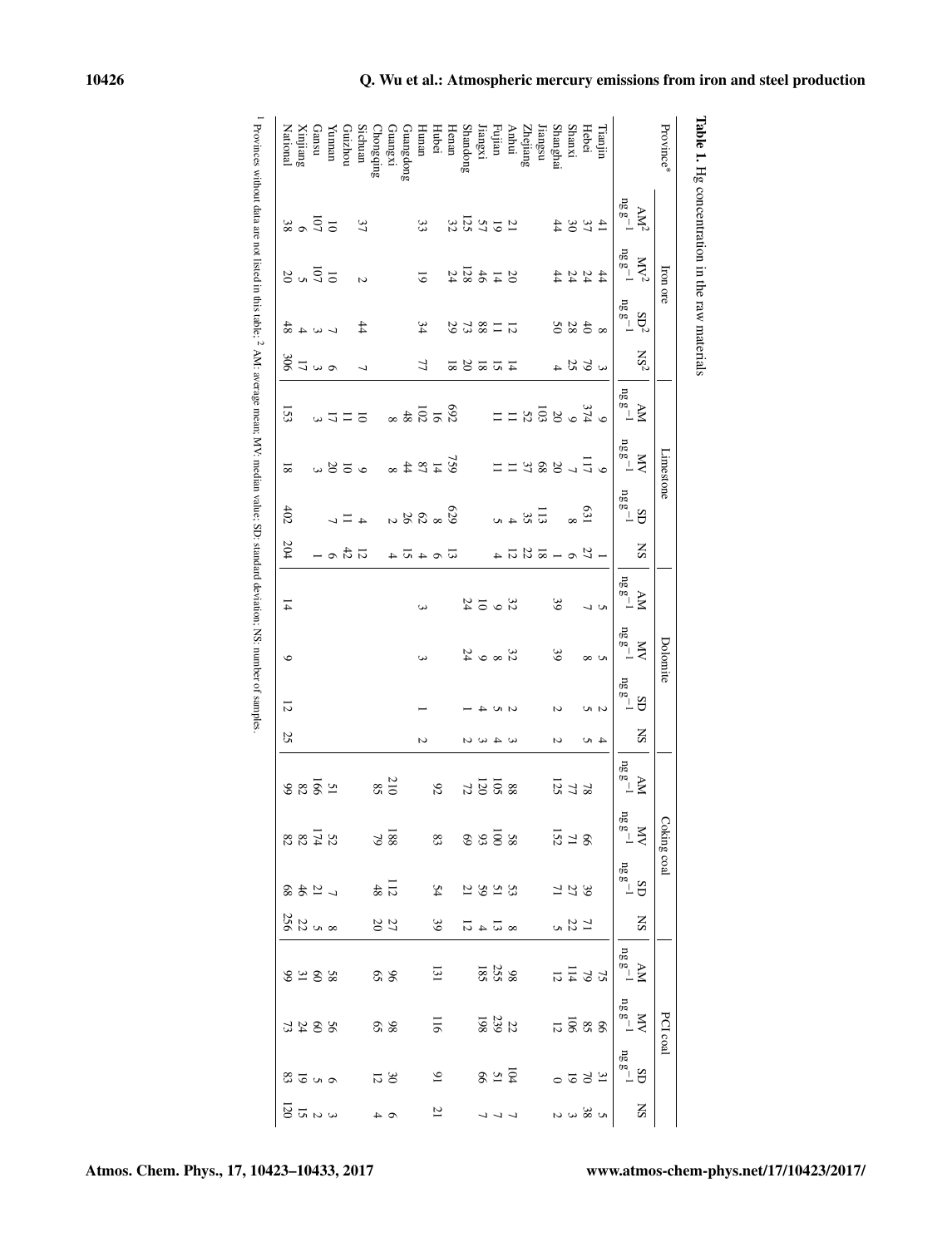**Table 1.** Hg concentration in the raw materials

| Province* | Iron ore | | | | Limestone | | | | Dolomite | | | | Coking coal | | | | PCI coal | | | |
|---|---|---|---|---|---|---|---|---|---|---|---|---|---|---|---|---|---|---|---|---|
| | AM[2] $ng\,g^{-1}$ | MV[2] $ng\,g^{-1}$ | SD[2] $ng\,g^{-1}$ | NS[2] | AM $ng\,g^{-1}$ | MV $ng\,g^{-1}$ | SD $ng\,g^{-1}$ | NS | AM $ng\,g^{-1}$ | MV $ng\,g^{-1}$ | SD $ng\,g^{-1}$ | NS | AM $ng\,g^{-1}$ | MV $ng\,g^{-1}$ | SD $ng\,g^{-1}$ | NS | AM $ng\,g^{-1}$ | MV $ng\,g^{-1}$ | SD $ng\,g^{-1}$ | NS |
| Tianjin | 41 | 44 | 8 | 3 | 9 | 9 | | 1 | 5 | 5 | 2 | 4 | | | | | 75 | 66 | 31 | 5 |
| Hebei | 37 | 24 | 40 | 79 | 374 | 117 | 631 | 27 | 7 | 8 | 5 | 5 | 78 | 66 | 39 | 71 | 79 | 85 | 70 | 38 |
| Shanxi | 30 | 24 | 28 | 25 | 9 | 7 | 8 | 6 | | | | | 77 | 71 | 27 | 22 | 114 | 106 | 19 | 3 |
| Shanghai | 44 | 44 | 50 | 4 | 20 | 20 | | 1 | 39 | 39 | 2 | 2 | 125 | 152 | 71 | 5 | 12 | 12 | 0 | 2 |
| Jiangsu | | | | | 103 | 68 | 113 | 18 | | | | | | | | | | | | |
| Zhejiang | | | | | 52 | 37 | 35 | 22 | | | | | | | | | | | | |
| Anhui | 21 | 20 | 12 | 14 | 11 | 11 | 4 | 12 | 32 | 32 | 2 | 3 | 88 | 58 | 53 | 8 | 98 | 22 | 104 | 7 |
| Fujian | 19 | 14 | 11 | 15 | 11 | 11 | 5 | 4 | 9 | 8 | 5 | 4 | 105 | 100 | 51 | 13 | 255 | 239 | 51 | 7 |
| Jiangxi | 57 | 46 | 88 | 18 | | | | | 10 | 9 | 4 | 3 | 120 | 93 | 59 | 4 | 185 | 198 | 66 | 7 |
| Shandong | 125 | 128 | 73 | 20 | | | | | 24 | 24 | 1 | 2 | 72 | 69 | 21 | 12 | | | | |
| Henan | 32 | 24 | 29 | 18 | 692 | 759 | 629 | 13 | | | | | | | | | | | | |
| Hubei | | | | | 16 | 14 | 8 | 6 | | | | | 92 | 83 | 54 | 39 | 131 | 116 | 91 | 21 |
| Hunan | 33 | 19 | 34 | 77 | 102 | 87 | 62 | 4 | 3 | 3 | 1 | 2 | | | | | | | | |
| Guangdong | | | | | 48 | 44 | 26 | 15 | | | | | | | | | | | | |
| Guangxi | | | | | 8 | 8 | 2 | 4 | | | | | 210 | 188 | 112 | 27 | 96 | 98 | 30 | 6 |
| Chongqing | | | | | | | | | | | | | 85 | 79 | 48 | 20 | 65 | 65 | 12 | 4 |
| Sichuan | 37 | 2 | 44 | 7 | 10 | 9 | 4 | 12 | | | | | | | | | | | | |
| Guizhou | | | | | 11 | 10 | 11 | 42 | | | | | | | | | | | | |
| Yunnan | 10 | 10 | 7 | 6 | 17 | 20 | 7 | 6 | | | | | 51 | 52 | 7 | 8 | 58 | 56 | 6 | 3 |
| Gansu | 107 | 107 | 3 | 3 | 3 | 3 | | 1 | | | | | 166 | 174 | 21 | 5 | 60 | 60 | 5 | 2 |
| Xinjiang | 6 | 5 | 4 | 17 | | | | | | | | | 82 | 82 | 46 | 22 | 31 | 24 | 19 | 15 |
| National | 38 | 20 | 48 | 306 | 153 | 18 | 402 | 204 | 14 | 9 | 12 | 25 | 99 | 82 | 68 | 256 | 99 | 73 | 83 | 120 |

[1] Provinces without data are not listed in this table; [2] AM: average mean; MV: median value; SD: standard deviation; NS: number of samples.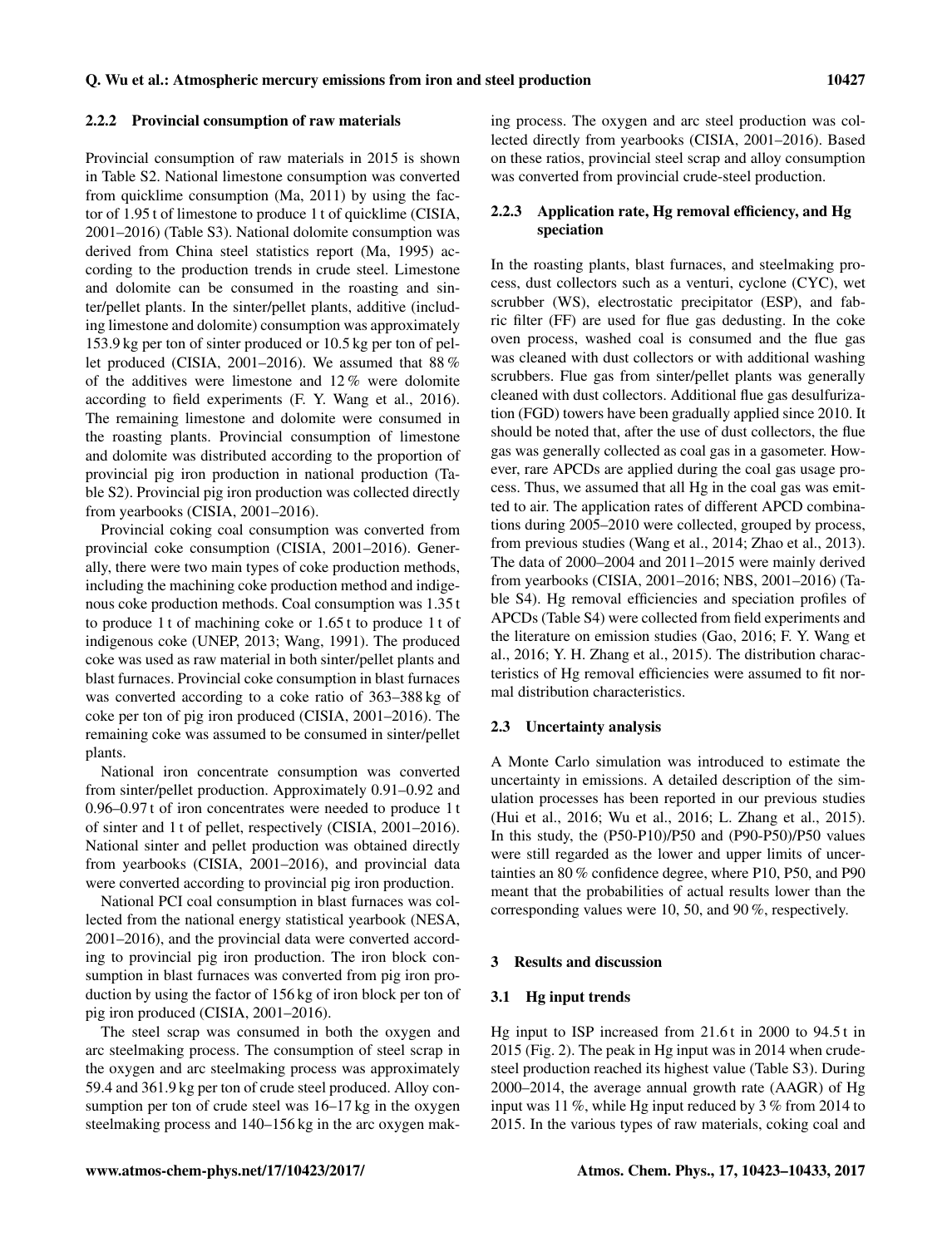#### 2.2.2 Provincial consumption of raw materials

Provincial consumption of raw materials in 2015 is shown in Table S2. National limestone consumption was converted from quicklime consumption (Ma, 2011) by using the factor of 1.95 t of limestone to produce 1 t of quicklime (CISIA, 2001–2016) (Table S3). National dolomite consumption was derived from China steel statistics report (Ma, 1995) according to the production trends in crude steel. Limestone and dolomite can be consumed in the roasting and sinter/pellet plants. In the sinter/pellet plants, additive (including limestone and dolomite) consumption was approximately 153.9 kg per ton of sinter produced or 10.5 kg per ton of pellet produced (CISIA, 2001–2016). We assumed that 88 % of the additives were limestone and 12 % were dolomite according to field experiments (F. Y. Wang et al., 2016). The remaining limestone and dolomite were consumed in the roasting plants. Provincial consumption of limestone and dolomite was distributed according to the proportion of provincial pig iron production in national production (Table S2). Provincial pig iron production was collected directly from yearbooks (CISIA, 2001–2016).

Provincial coking coal consumption was converted from provincial coke consumption (CISIA, 2001–2016). Generally, there were two main types of coke production methods, including the machining coke production method and indigenous coke production methods. Coal consumption was 1.35 t to produce 1 t of machining coke or 1.65 t to produce 1 t of indigenous coke (UNEP, 2013; Wang, 1991). The produced coke was used as raw material in both sinter/pellet plants and blast furnaces. Provincial coke consumption in blast furnaces was converted according to a coke ratio of 363–388 kg of coke per ton of pig iron produced (CISIA, 2001–2016). The remaining coke was assumed to be consumed in sinter/pellet plants.

National iron concentrate consumption was converted from sinter/pellet production. Approximately 0.91–0.92 and 0.96–0.97 t of iron concentrates were needed to produce 1 t of sinter and 1 t of pellet, respectively (CISIA, 2001–2016). National sinter and pellet production was obtained directly from yearbooks (CISIA, 2001–2016), and provincial data were converted according to provincial pig iron production.

National PCI coal consumption in blast furnaces was collected from the national energy statistical yearbook (NESA, 2001–2016), and the provincial data were converted according to provincial pig iron production. The iron block consumption in blast furnaces was converted from pig iron production by using the factor of 156 kg of iron block per ton of pig iron produced (CISIA, 2001–2016).

The steel scrap was consumed in both the oxygen and arc steelmaking process. The consumption of steel scrap in the oxygen and arc steelmaking process was approximately 59.4 and 361.9 kg per ton of crude steel produced. Alloy consumption per ton of crude steel was 16–17 kg in the oxygen steelmaking process and 140–156 kg in the arc oxygen making process. The oxygen and arc steel production was collected directly from yearbooks (CISIA, 2001–2016). Based on these ratios, provincial steel scrap and alloy consumption was converted from provincial crude-steel production.

#### 2.2.3 Application rate, Hg removal efficiency, and Hg speciation

In the roasting plants, blast furnaces, and steelmaking process, dust collectors such as a venturi, cyclone (CYC), wet scrubber (WS), electrostatic precipitator (ESP), and fabric filter (FF) are used for flue gas dedusting. In the coke oven process, washed coal is consumed and the flue gas was cleaned with dust collectors or with additional washing scrubbers. Flue gas from sinter/pellet plants was generally cleaned with dust collectors. Additional flue gas desulfurization (FGD) towers have been gradually applied since 2010. It should be noted that, after the use of dust collectors, the flue gas was generally collected as coal gas in a gasometer. However, rare APCDs are applied during the coal gas usage process. Thus, we assumed that all Hg in the coal gas was emitted to air. The application rates of different APCD combinations during 2005–2010 were collected, grouped by process, from previous studies (Wang et al., 2014; Zhao et al., 2013). The data of 2000–2004 and 2011–2015 were mainly derived from yearbooks (CISIA, 2001–2016; NBS, 2001–2016) (Table S4). Hg removal efficiencies and speciation profiles of APCDs (Table S4) were collected from field experiments and the literature on emission studies (Gao, 2016; F. Y. Wang et al., 2016; Y. H. Zhang et al., 2015). The distribution characteristics of Hg removal efficiencies were assumed to fit normal distribution characteristics.

### 2.3 Uncertainty analysis

A Monte Carlo simulation was introduced to estimate the uncertainty in emissions. A detailed description of the simulation processes has been reported in our previous studies (Hui et al., 2016; Wu et al., 2016; L. Zhang et al., 2015). In this study, the (P50-P10)/P50 and (P90-P50)/P50 values were still regarded as the lower and upper limits of uncertainties an 80 % confidence degree, where P10, P50, and P90 meant that the probabilities of actual results lower than the corresponding values were 10, 50, and 90 %, respectively.

## 3 Results and discussion

### 3.1 Hg input trends

Hg input to ISP increased from 21.6 t in 2000 to 94.5 t in 2015 (Fig. 2). The peak in Hg input was in 2014 when crude-steel production reached its highest value (Table S3). During 2000–2014, the average annual growth rate (AAGR) of Hg input was 11 %, while Hg input reduced by 3 % from 2014 to 2015. In the various types of raw materials, coking coal and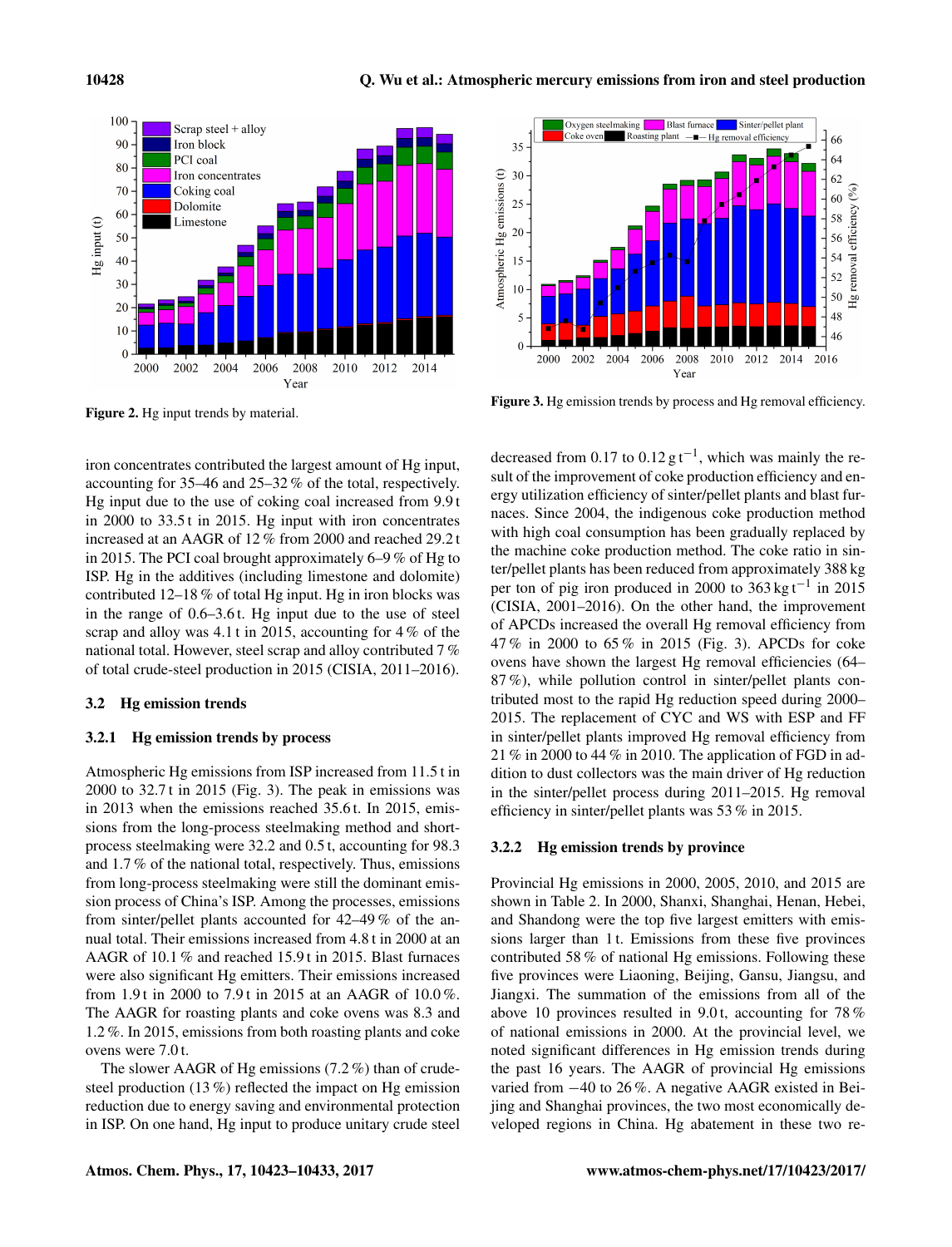Figure 2. Hg input trends by material.

Figure 3. Hg emission trends by process and Hg removal efficiency.

iron concentrates contributed the largest amount of Hg input, accounting for 35–46 and 25–32 % of the total, respectively. Hg input due to the use of coking coal increased from 9.9 t in 2000 to 33.5 t in 2015. Hg input with iron concentrates increased at an AAGR of 12 % from 2000 and reached 29.2 t in 2015. The PCI coal brought approximately 6–9 % of Hg to ISP. Hg in the additives (including limestone and dolomite) contributed 12–18 % of total Hg input. Hg in iron blocks was in the range of 0.6–3.6 t. Hg input due to the use of steel scrap and alloy was 4.1 t in 2015, accounting for 4 % of the national total. However, steel scrap and alloy contributed 7 % of total crude-steel production in 2015 (CISIA, 2011–2016).

## 3.2 Hg emission trends

### 3.2.1 Hg emission trends by process

Atmospheric Hg emissions from ISP increased from 11.5 t in 2000 to 32.7 t in 2015 (Fig. 3). The peak in emissions was in 2013 when the emissions reached 35.6 t. In 2015, emissions from the long-process steelmaking method and short-process steelmaking were 32.2 and 0.5 t, accounting for 98.3 and 1.7 % of the national total, respectively. Thus, emissions from long-process steelmaking were still the dominant emission process of China's ISP. Among the processes, emissions from sinter/pellet plants accounted for 42–49 % of the annual total. Their emissions increased from 4.8 t in 2000 at an AAGR of 10.1 % and reached 15.9 t in 2015. Blast furnaces were also significant Hg emitters. Their emissions increased from 1.9 t in 2000 to 7.9 t in 2015 at an AAGR of 10.0 %. The AAGR for roasting plants and coke ovens was 8.3 and 1.2 %. In 2015, emissions from both roasting plants and coke ovens were 7.0 t.

The slower AAGR of Hg emissions (7.2 %) than of crude-steel production (13 %) reflected the impact on Hg emission reduction due to energy saving and environmental protection in ISP. On one hand, Hg input to produce unitary crude steel decreased from 0.17 to 0.12 g $t^{-1}$, which was mainly the result of the improvement of coke production efficiency and energy utilization efficiency of sinter/pellet plants and blast furnaces. Since 2004, the indigenous coke production method with high coal consumption has been gradually replaced by the machine coke production method. The coke ratio in sinter/pellet plants has been reduced from approximately 388 kg per ton of pig iron produced in 2000 to 363 kg $t^{-1}$ in 2015 (CISIA, 2001–2016). On the other hand, the improvement of APCDs increased the overall Hg removal efficiency from 47 % in 2000 to 65 % in 2015 (Fig. 3). APCDs for coke ovens have shown the largest Hg removal efficiencies (64–87 %), while pollution control in sinter/pellet plants contributed most to the rapid Hg reduction speed during 2000–2015. The replacement of CYC and WS with ESP and FF in sinter/pellet plants improved Hg removal efficiency from 21 % in 2000 to 44 % in 2010. The application of FGD in addition to dust collectors was the main driver of Hg reduction in the sinter/pellet process during 2011–2015. Hg removal efficiency in sinter/pellet plants was 53 % in 2015.

### 3.2.2 Hg emission trends by province

Provincial Hg emissions in 2000, 2005, 2010, and 2015 are shown in Table 2. In 2000, Shanxi, Shanghai, Henan, Hebei, and Shandong were the top five largest emitters with emissions larger than 1 t. Emissions from these five provinces contributed 58 % of national Hg emissions. Following these five provinces were Liaoning, Beijing, Gansu, Jiangsu, and Jiangxi. The summation of the emissions from all of the above 10 provinces resulted in 9.0 t, accounting for 78 % of national emissions in 2000. At the provincial level, we noted significant differences in Hg emission trends during the past 16 years. The AAGR of provincial Hg emissions varied from −40 to 26 %. A negative AAGR existed in Beijing and Shanghai provinces, the two most economically developed regions in China. Hg abatement in these two re-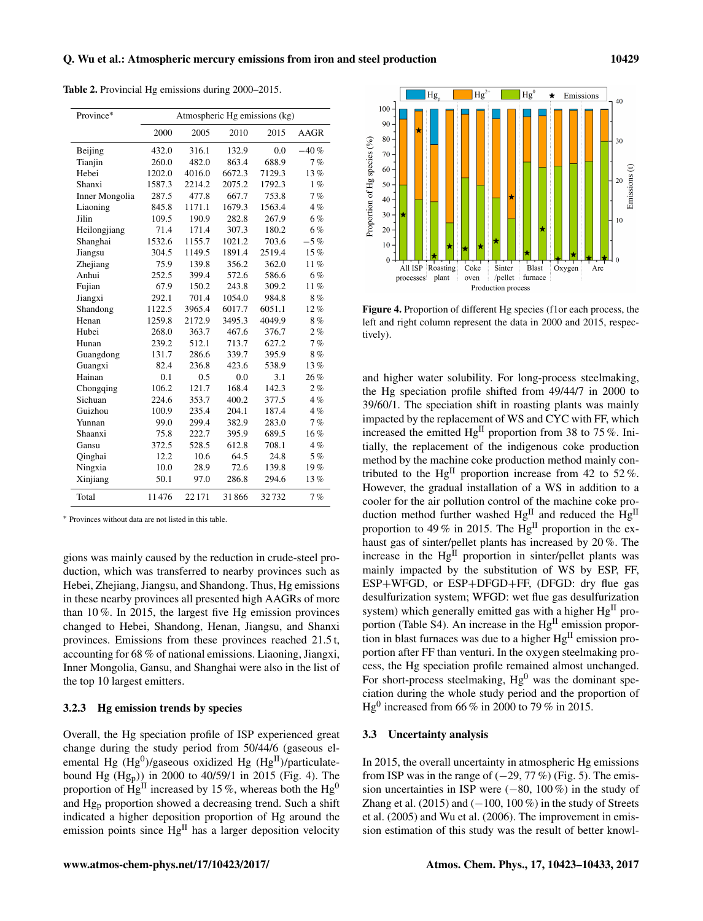**Table 2.** Provincial Hg emissions during 2000–2015.

| Province* | Atmospheric Hg emissions (kg) | | | | |
|---|---|---|---|---|---|
| | 2000 | 2005 | 2010 | 2015 | AAGR |
| Beijing | 432.0 | 316.1 | 132.9 | 0.0 | −40 % |
| Tianjin | 260.0 | 482.0 | 863.4 | 688.9 | 7 % |
| Hebei | 1202.0 | 4016.0 | 6672.3 | 7129.3 | 13 % |
| Shanxi | 1587.3 | 2214.2 | 2075.2 | 1792.3 | 1 % |
| Inner Mongolia | 287.5 | 477.8 | 667.7 | 753.8 | 7 % |
| Liaoning | 845.8 | 1171.1 | 1679.3 | 1563.4 | 4 % |
| Jilin | 109.5 | 190.9 | 282.8 | 267.9 | 6 % |
| Heilongjiang | 71.4 | 171.4 | 307.3 | 180.2 | 6 % |
| Shanghai | 1532.6 | 1155.7 | 1021.2 | 703.6 | −5 % |
| Jiangsu | 304.5 | 1149.5 | 1891.4 | 2519.4 | 15 % |
| Zhejiang | 75.9 | 139.8 | 356.2 | 362.0 | 11 % |
| Anhui | 252.5 | 399.4 | 572.6 | 586.6 | 6 % |
| Fujian | 67.9 | 150.2 | 243.8 | 309.2 | 11 % |
| Jiangxi | 292.1 | 701.4 | 1054.0 | 984.8 | 8 % |
| Shandong | 1122.5 | 3965.4 | 6017.7 | 6051.1 | 12 % |
| Henan | 1259.8 | 2172.9 | 3495.3 | 4049.9 | 8 % |
| Hubei | 268.0 | 363.7 | 467.6 | 376.7 | 2 % |
| Hunan | 239.2 | 512.1 | 713.7 | 627.2 | 7 % |
| Guangdong | 131.7 | 286.6 | 339.7 | 395.9 | 8 % |
| Guangxi | 82.4 | 236.8 | 423.6 | 538.9 | 13 % |
| Hainan | 0.1 | 0.5 | 0.0 | 3.1 | 26 % |
| Chongqing | 106.2 | 121.7 | 168.4 | 142.3 | 2 % |
| Sichuan | 224.6 | 353.7 | 400.2 | 377.5 | 4 % |
| Guizhou | 100.9 | 235.4 | 204.1 | 187.4 | 4 % |
| Yunnan | 99.0 | 299.4 | 382.9 | 283.0 | 7 % |
| Shaanxi | 75.8 | 222.7 | 395.9 | 689.5 | 16 % |
| Gansu | 372.5 | 528.5 | 612.8 | 708.1 | 4 % |
| Qinghai | 12.2 | 10.6 | 64.5 | 24.8 | 5 % |
| Ningxia | 10.0 | 28.9 | 72.6 | 139.8 | 19 % |
| Xinjiang | 50.1 | 97.0 | 286.8 | 294.6 | 13 % |
| Total | 11 476 | 22 171 | 31 866 | 32 732 | 7 % |

\* Provinces without data are not listed in this table.

gions was mainly caused by the reduction in crude-steel production, which was transferred to nearby provinces such as Hebei, Zhejiang, Jiangsu, and Shandong. Thus, Hg emissions in these nearby provinces all presented high AAGRs of more than 10 %. In 2015, the largest five Hg emission provinces changed to Hebei, Shandong, Henan, Jiangsu, and Shanxi provinces. Emissions from these provinces reached 21.5 t, accounting for 68 % of national emissions. Liaoning, Jiangxi, Inner Mongolia, Gansu, and Shanghai were also in the list of the top 10 largest emitters.

### 3.2.3 Hg emission trends by species

Overall, the Hg speciation profile of ISP experienced great change during the study period from 50/44/6 (gaseous elemental Hg ($Hg^0$)/gaseous oxidized Hg ($Hg^{II}$)/particulate-bound Hg ($Hg_p$)) in 2000 to 40/59/1 in 2015 (Fig. 4). The proportion of $Hg^{II}$ increased by 15 %, whereas both the $Hg^0$ and $Hg_p$ proportion showed a decreasing trend. Such a shift indicated a higher deposition proportion of Hg around the emission points since $Hg^{II}$ has a larger deposition velocity and higher water solubility. For long-process steelmaking, the Hg speciation profile shifted from 49/44/7 in 2000 to 39/60/1. The speciation shift in roasting plants was mainly impacted by the replacement of WS and CYC with FF, which increased the emitted $Hg^{II}$ proportion from 38 to 75 %. Initially, the replacement of the indigenous coke production method by the machine coke production method mainly contributed to the $Hg^{II}$ proportion increase from 42 to 52 %. However, the gradual installation of a WS in addition to a cooler for the air pollution control of the machine coke production method further washed $Hg^{II}$ and reduced the $Hg^{II}$ proportion to 49 % in 2015. The $Hg^{II}$ proportion in the exhaust gas of sinter/pellet plants has increased by 20 %. The increase in the $Hg^{II}$ proportion in sinter/pellet plants was mainly impacted by the substitution of WS by ESP, FF, ESP+WFGD, or ESP+DFGD+FF, (DFGD: dry flue gas desulfurization system; WFGD: wet flue gas desulfurization system) which generally emitted gas with a higher $Hg^{II}$ proportion (Table S4). An increase in the $Hg^{II}$ emission proportion in blast furnaces was due to a higher $Hg^{II}$ emission proportion after FF than venturi. In the oxygen steelmaking process, the Hg speciation profile remained almost unchanged. For short-process steelmaking, $Hg^0$ was the dominant speciation during the whole study period and the proportion of $Hg^0$ increased from 66 % in 2000 to 79 % in 2015.

**Figure 4.** Proportion of different Hg species (f1or each process, the left and right column represent the data in 2000 and 2015, respectively).

## 3.3 Uncertainty analysis

In 2015, the overall uncertainty in atmospheric Hg emissions from ISP was in the range of (−29, 77 %) (Fig. 5). The emission uncertainties in ISP were (−80, 100 %) in the study of Zhang et al. (2015) and (−100, 100 %) in the study of Streets et al. (2005) and Wu et al. (2006). The improvement in emission estimation of this study was the result of better knowl-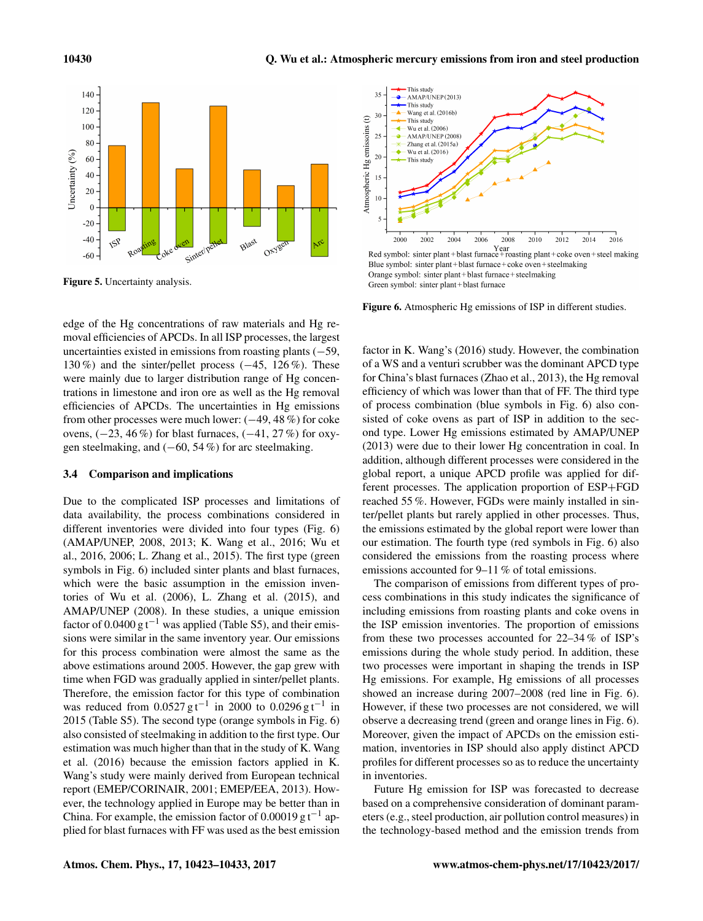Figure 5. Uncertainty analysis.

Figure 6. Atmospheric Hg emissions of ISP in different studies.

edge of the Hg concentrations of raw materials and Hg removal efficiencies of APCDs. In all ISP processes, the largest uncertainties existed in emissions from roasting plants (−59, 130 %) and the sinter/pellet process (−45, 126 %). These were mainly due to larger distribution range of Hg concentrations in limestone and iron ore as well as the Hg removal efficiencies of APCDs. The uncertainties in Hg emissions from other processes were much lower: (−49, 48 %) for coke ovens, (−23, 46 %) for blast furnaces, (−41, 27 %) for oxygen steelmaking, and (−60, 54 %) for arc steelmaking.

### 3.4 Comparison and implications

Due to the complicated ISP processes and limitations of data availability, the process combinations considered in different inventories were divided into four types (Fig. 6) (AMAP/UNEP, 2008, 2013; K. Wang et al., 2016; Wu et al., 2016, 2006; L. Zhang et al., 2015). The first type (green symbols in Fig. 6) included sinter plants and blast furnaces, which were the basic assumption in the emission inventories of Wu et al. (2006), L. Zhang et al. (2015), and AMAP/UNEP (2008). In these studies, a unique emission factor of 0.0400 $g\,t^{-1}$ was applied (Table S5), and their emissions were similar in the same inventory year. Our emissions for this process combination were almost the same as the above estimations around 2005. However, the gap grew with time when FGD was gradually applied in sinter/pellet plants. Therefore, the emission factor for this type of combination was reduced from 0.0527 $g\,t^{-1}$ in 2000 to 0.0296 $g\,t^{-1}$ in 2015 (Table S5). The second type (orange symbols in Fig. 6) also consisted of steelmaking in addition to the first type. Our estimation was much higher than that in the study of K. Wang et al. (2016) because the emission factors applied in K. Wang's study were mainly derived from European technical report (EMEP/CORINAIR, 2001; EMEP/EEA, 2013). However, the technology applied in Europe may be better than in China. For example, the emission factor of 0.00019 $g\,t^{-1}$ applied for blast furnaces with FF was used as the best emission factor in K. Wang's (2016) study. However, the combination of a WS and a venturi scrubber was the dominant APCD type for China's blast furnaces (Zhao et al., 2013), the Hg removal efficiency of which was lower than that of FF. The third type of process combination (blue symbols in Fig. 6) also consisted of coke ovens as part of ISP in addition to the second type. Lower Hg emissions estimated by AMAP/UNEP (2013) were due to their lower Hg concentration in coal. In addition, although different processes were considered in the global report, a unique APCD profile was applied for different processes. The application proportion of ESP+FGD reached 55 %. However, FGDs were mainly installed in sinter/pellet plants but rarely applied in other processes. Thus, the emissions estimated by the global report were lower than our estimation. The fourth type (red symbols in Fig. 6) also considered the emissions from the roasting process where emissions accounted for 9–11 % of total emissions.

The comparison of emissions from different types of process combinations in this study indicates the significance of including emissions from roasting plants and coke ovens in the ISP emission inventories. The proportion of emissions from these two processes accounted for 22–34 % of ISP's emissions during the whole study period. In addition, these two processes were important in shaping the trends in ISP Hg emissions. For example, Hg emissions of all processes showed an increase during 2007–2008 (red line in Fig. 6). However, if these two processes are not considered, we will observe a decreasing trend (green and orange lines in Fig. 6). Moreover, given the impact of APCDs on the emission estimation, inventories in ISP should also apply distinct APCD profiles for different processes so as to reduce the uncertainty in inventories.

Future Hg emission for ISP was forecasted to decrease based on a comprehensive consideration of dominant parameters (e.g., steel production, air pollution control measures) in the technology-based method and the emission trends from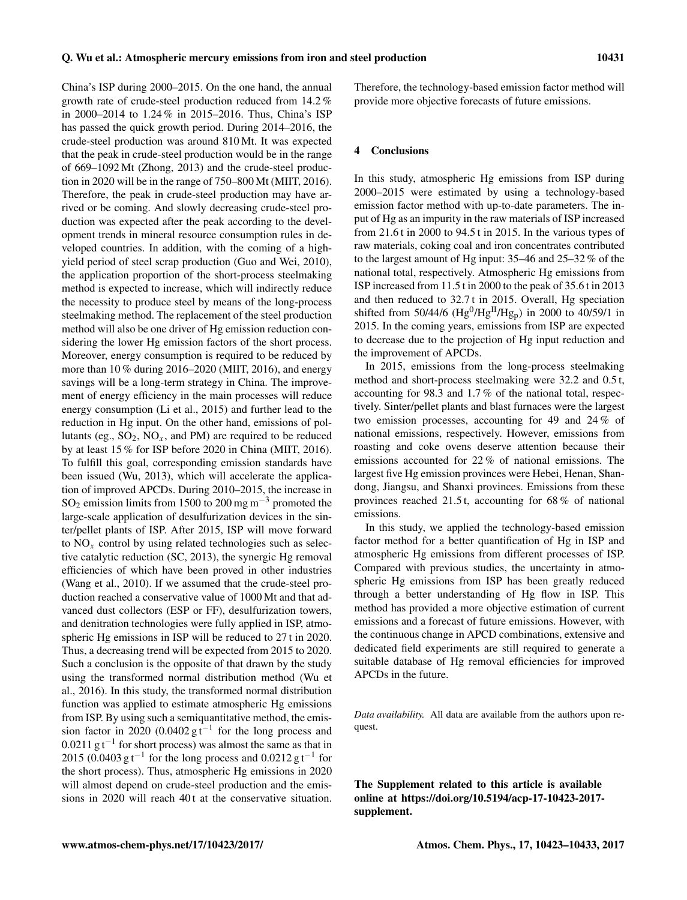China's ISP during 2000–2015. On the one hand, the annual growth rate of crude-steel production reduced from 14.2 % in 2000–2014 to 1.24 % in 2015–2016. Thus, China's ISP has passed the quick growth period. During 2014–2016, the crude-steel production was around 810 Mt. It was expected that the peak in crude-steel production would be in the range of 669–1092 Mt (Zhong, 2013) and the crude-steel production in 2020 will be in the range of 750–800 Mt (MIIT, 2016). Therefore, the peak in crude-steel production may have arrived or be coming. And slowly decreasing crude-steel production was expected after the peak according to the development trends in mineral resource consumption rules in developed countries. In addition, with the coming of a high-yield period of steel scrap production (Guo and Wei, 2010), the application proportion of the short-process steelmaking method is expected to increase, which will indirectly reduce the necessity to produce steel by means of the long-process steelmaking method. The replacement of the steel production method will also be one driver of Hg emission reduction considering the lower Hg emission factors of the short process. Moreover, energy consumption is required to be reduced by more than 10 % during 2016–2020 (MIIT, 2016), and energy savings will be a long-term strategy in China. The improvement of energy efficiency in the main processes will reduce energy consumption (Li et al., 2015) and further lead to the reduction in Hg input. On the other hand, emissions of pollutants (eg., $SO_2$, $NO_x$, and PM) are required to be reduced by at least 15 % for ISP before 2020 in China (MIIT, 2016). To fulfill this goal, corresponding emission standards have been issued (Wu, 2013), which will accelerate the application of improved APCDs. During 2010–2015, the increase in $SO_2$ emission limits from 1500 to 200 $mg\,m^{-3}$ promoted the large-scale application of desulfurization devices in the sinter/pellet plants of ISP. After 2015, ISP will move forward to $NO_x$ control by using related technologies such as selective catalytic reduction (SC, 2013), the synergic Hg removal efficiencies of which have been proved in other industries (Wang et al., 2010). If we assumed that the crude-steel production reached a conservative value of 1000 Mt and that advanced dust collectors (ESP or FF), desulfurization towers, and denitration technologies were fully applied in ISP, atmospheric Hg emissions in ISP will be reduced to 27 t in 2020. Thus, a decreasing trend will be expected from 2015 to 2020. Such a conclusion is the opposite of that drawn by the study using the transformed normal distribution method (Wu et al., 2016). In this study, the transformed normal distribution function was applied to estimate atmospheric Hg emissions from ISP. By using such a semiquantitative method, the emission factor in 2020 (0.0402 $g\,t^{-1}$ for the long process and 0.0211 $g\,t^{-1}$ for short process) was almost the same as that in 2015 (0.0403 $g\,t^{-1}$ for the long process and 0.0212 $g\,t^{-1}$ for the short process). Thus, atmospheric Hg emissions in 2020 will almost depend on crude-steel production and the emissions in 2020 will reach 40 t at the conservative situation. Therefore, the technology-based emission factor method will provide more objective forecasts of future emissions.

## 4 Conclusions

In this study, atmospheric Hg emissions from ISP during 2000–2015 were estimated by using a technology-based emission factor method with up-to-date parameters. The input of Hg as an impurity in the raw materials of ISP increased from 21.6 t in 2000 to 94.5 t in 2015. In the various types of raw materials, coking coal and iron concentrates contributed to the largest amount of Hg input: 35–46 and 25–32 % of the national total, respectively. Atmospheric Hg emissions from ISP increased from 11.5 t in 2000 to the peak of 35.6 t in 2013 and then reduced to 32.7 t in 2015. Overall, Hg speciation shifted from 50/44/6 ($Hg^0$/$Hg^{II}$/$Hg_p$) in 2000 to 40/59/1 in 2015. In the coming years, emissions from ISP are expected to decrease due to the projection of Hg input reduction and the improvement of APCDs.

In 2015, emissions from the long-process steelmaking method and short-process steelmaking were 32.2 and 0.5 t, accounting for 98.3 and 1.7 % of the national total, respectively. Sinter/pellet plants and blast furnaces were the largest two emission processes, accounting for 49 and 24 % of national emissions, respectively. However, emissions from roasting and coke ovens deserve attention because their emissions accounted for 22 % of national emissions. The largest five Hg emission provinces were Hebei, Henan, Shandong, Jiangsu, and Shanxi provinces. Emissions from these provinces reached 21.5 t, accounting for 68 % of national emissions.

In this study, we applied the technology-based emission factor method for a better quantification of Hg in ISP and atmospheric Hg emissions from different processes of ISP. Compared with previous studies, the uncertainty in atmospheric Hg emissions from ISP has been greatly reduced through a better understanding of Hg flow in ISP. This method has provided a more objective estimation of current emissions and a forecast of future emissions. However, with the continuous change in APCD combinations, extensive and dedicated field experiments are still required to generate a suitable database of Hg removal efficiencies for improved APCDs in the future.

*Data availability.* All data are available from the authors upon request.

**The Supplement related to this article is available online at https://doi.org/10.5194/acp-17-10423-2017-supplement.**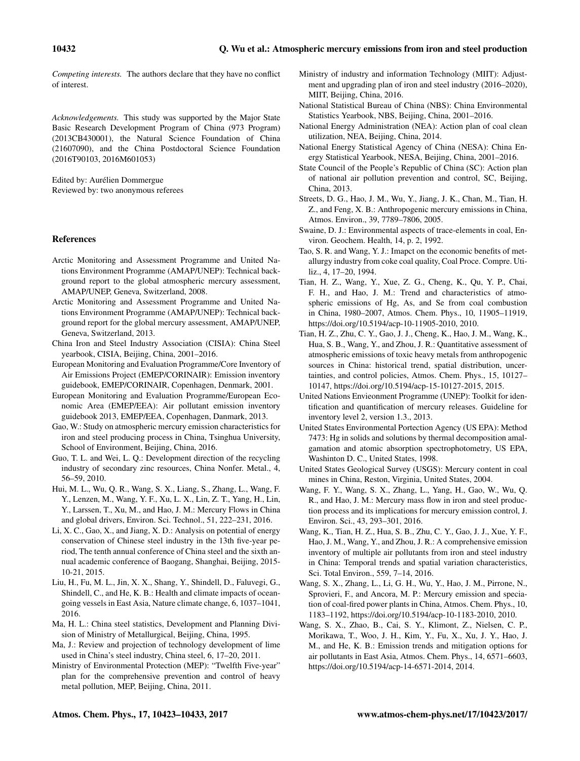*Competing interests.* The authors declare that they have no conflict of interest.

*Acknowledgements.* This study was supported by the Major State Basic Research Development Program of China (973 Program) (2013CB430001), the Natural Science Foundation of China (21607090), and the China Postdoctoral Science Foundation (2016T90103, 2016M601053)

Edited by: Aurélien Dommergue
Reviewed by: two anonymous referees

## References

Arctic Monitoring and Assessment Programme and United Nations Environment Programme (AMAP/UNEP): Technical background report to the global atmospheric mercury assessment, AMAP/UNEP, Geneva, Switzerland, 2008.

Arctic Monitoring and Assessment Programme and United Nations Environment Programme (AMAP/UNEP): Technical background report for the global mercury assessment, AMAP/UNEP, Geneva, Switzerland, 2013.

China Iron and Steel Industry Association (CISIA): China Steel yearbook, CISIA, Beijing, China, 2001–2016.

European Monitoring and Evaluation Programme/Core Inventory of Air Emissions Project (EMEP/CORINAIR): Emission inventory guidebook, EMEP/CORINAIR, Copenhagen, Denmark, 2001.

European Monitoring and Evaluation Programme/European Economic Area (EMEP/EEA): Air pollutant emission inventory guidebook 2013, EMEP/EEA, Copenhagen, Danmark, 2013.

Gao, W.: Study on atmospheric mercury emission characteristics for iron and steel producing process in China, Tsinghua University, School of Environment, Beijing, China, 2016.

Guo, T. L. and Wei, L. Q.: Development direction of the recycling industry of secondary zinc resources, China Nonfer. Metal., 4, 56–59, 2010.

Hui, M. L., Wu, Q. R., Wang, S. X., Liang, S., Zhang, L., Wang, F. Y., Lenzen, M., Wang, Y. F., Xu, L. X., Lin, Z. T., Yang, H., Lin, Y., Larssen, T., Xu, M., and Hao, J. M.: Mercury Flows in China and global drivers, Environ. Sci. Technol., 51, 222–231, 2016.

Li, X. C., Gao, X., and Jiang, X. D.: Analysis on potential of energy conservation of Chinese steel industry in the 13th five-year period, The tenth annual conference of China steel and the sixth annual academic conference of Baogang, Shanghai, Beijing, 2015-10-21, 2015.

Liu, H., Fu, M. L., Jin, X. X., Shang, Y., Shindell, D., Faluvegi, G., Shindell, C., and He, K. B.: Health and climate impacts of ocean-going vessels in East Asia, Nature climate change, 6, 1037–1041, 2016.

Ma, H. L.: China steel statistics, Development and Planning Division of Ministry of Metallurgical, Beijing, China, 1995.

Ma, J.: Review and projection of technology development of lime used in China's steel industry, China steel, 6, 17–20, 2011.

Ministry of Environmental Protection (MEP): "Twelfth Five-year" plan for the comprehensive prevention and control of heavy metal pollution, MEP, Beijing, China, 2011.

Ministry of industry and information Technology (MIIT): Adjustment and upgrading plan of iron and steel industry (2016–2020), MIIT, Beijing, China, 2016.

National Statistical Bureau of China (NBS): China Environmental Statistics Yearbook, NBS, Beijing, China, 2001–2016.

National Energy Administration (NEA): Action plan of coal clean utilization, NEA, Beijing, China, 2014.

National Energy Statistical Agency of China (NESA): China Energy Statistical Yearbook, NESA, Beijing, China, 2001–2016.

State Council of the People's Republic of China (SC): Action plan of national air pollution prevention and control, SC, Beijing, China, 2013.

Streets, D. G., Hao, J. M., Wu, Y., Jiang, J. K., Chan, M., Tian, H. Z., and Feng, X. B.: Anthropogenic mercury emissions in China, Atmos. Environ., 39, 7789–7806, 2005.

Swaine, D. J.: Environmental aspects of trace-elements in coal, Environ. Geochem. Health, 14, p. 2, 1992.

Tao, S. R. and Wang, Y. J.: Imapct on the economic benefits of metallurgy industry from coke coal quality, Coal Proce. Compre. Utiliz., 4, 17–20, 1994.

Tian, H. Z., Wang, Y., Xue, Z. G., Cheng, K., Qu, Y. P., Chai, F. H., and Hao, J. M.: Trend and characteristics of atmospheric emissions of Hg, As, and Se from coal combustion in China, 1980–2007, Atmos. Chem. Phys., 10, 11905–11919, https://doi.org/10.5194/acp-10-11905-2010, 2010.

Tian, H. Z., Zhu, C. Y., Gao, J. J., Cheng, K., Hao, J. M., Wang, K., Hua, S. B., Wang, Y., and Zhou, J. R.: Quantitative assessment of atmospheric emissions of toxic heavy metals from anthropogenic sources in China: historical trend, spatial distribution, uncertainties, and control policies, Atmos. Chem. Phys., 15, 10127–10147, https://doi.org/10.5194/acp-15-10127-2015, 2015.

United Nations Envieonment Programme (UNEP): Toolkit for identification and quantification of mercury releases. Guideline for inventory level 2, version 1.3., 2013.

United States Environmental Portection Agency (US EPA): Method 7473: Hg in solids and solutions by thermal decomposition amalgamation and atomic absorption spectrophotometry, US EPA, Washinton D. C., United States, 1998.

United States Geological Survey (USGS): Mercury content in coal mines in China, Reston, Virginia, United States, 2004.

Wang, F. Y., Wang, S. X., Zhang, L., Yang, H., Gao, W., Wu, Q. R., and Hao, J. M.: Mercury mass flow in iron and steel production process and its implications for mercury emission control, J. Environ. Sci., 43, 293–301, 2016.

Wang, K., Tian, H. Z., Hua, S. B., Zhu, C. Y., Gao, J. J., Xue, Y. F., Hao, J. M., Wang, Y., and Zhou, J. R.: A comprehensive emission inventory of multiple air pollutants from iron and steel industry in China: Temporal trends and spatial variation characteristics, Sci. Total Environ., 559, 7–14, 2016.

Wang, S. X., Zhang, L., Li, G. H., Wu, Y., Hao, J. M., Pirrone, N., Sprovieri, F., and Ancora, M. P.: Mercury emission and speciation of coal-fired power plants in China, Atmos. Chem. Phys., 10, 1183–1192, https://doi.org/10.5194/acp-10-1183-2010, 2010.

Wang, S. X., Zhao, B., Cai, S. Y., Klimont, Z., Nielsen, C. P., Morikawa, T., Woo, J. H., Kim, Y., Fu, X., Xu, J. Y., Hao, J. M., and He, K. B.: Emission trends and mitigation options for air pollutants in East Asia, Atmos. Chem. Phys., 14, 6571–6603, https://doi.org/10.5194/acp-14-6571-2014, 2014.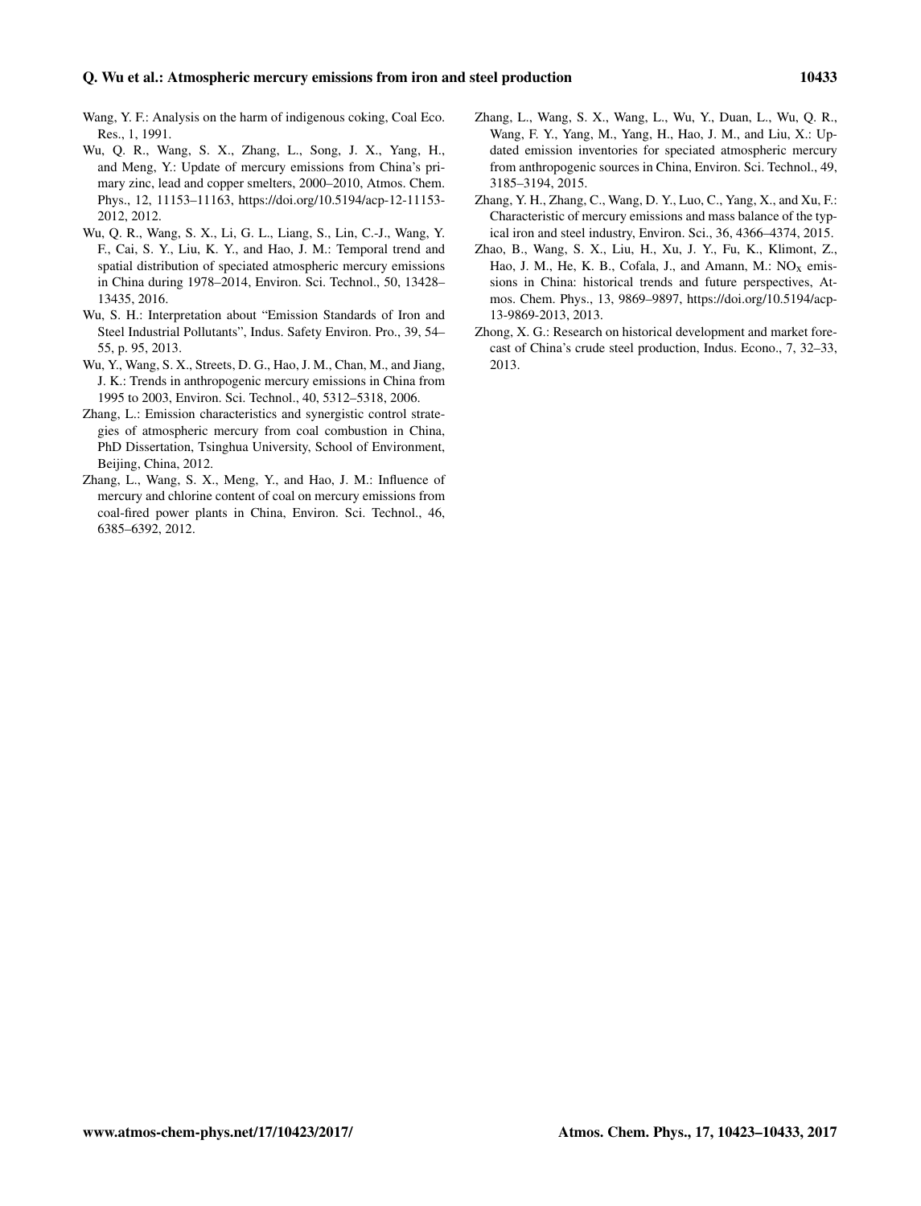Wang, Y. F.: Analysis on the harm of indigenous coking, Coal Eco. Res., 1, 1991.

Wu, Q. R., Wang, S. X., Zhang, L., Song, J. X., Yang, H., and Meng, Y.: Update of mercury emissions from China's primary zinc, lead and copper smelters, 2000–2010, Atmos. Chem. Phys., 12, 11153–11163, https://doi.org/10.5194/acp-12-11153-2012, 2012.

Wu, Q. R., Wang, S. X., Li, G. L., Liang, S., Lin, C.-J., Wang, Y. F., Cai, S. Y., Liu, K. Y., and Hao, J. M.: Temporal trend and spatial distribution of speciated atmospheric mercury emissions in China during 1978–2014, Environ. Sci. Technol., 50, 13428–13435, 2016.

Wu, S. H.: Interpretation about "Emission Standards of Iron and Steel Industrial Pollutants", Indus. Safety Environ. Pro., 39, 54–55, p. 95, 2013.

Wu, Y., Wang, S. X., Streets, D. G., Hao, J. M., Chan, M., and Jiang, J. K.: Trends in anthropogenic mercury emissions in China from 1995 to 2003, Environ. Sci. Technol., 40, 5312–5318, 2006.

Zhang, L.: Emission characteristics and synergistic control strategies of atmospheric mercury from coal combustion in China, PhD Dissertation, Tsinghua University, School of Environment, Beijing, China, 2012.

Zhang, L., Wang, S. X., Meng, Y., and Hao, J. M.: Influence of mercury and chlorine content of coal on mercury emissions from coal-fired power plants in China, Environ. Sci. Technol., 46, 6385–6392, 2012.

Zhang, L., Wang, S. X., Wang, L., Wu, Y., Duan, L., Wu, Q. R., Wang, F. Y., Yang, M., Yang, H., Hao, J. M., and Liu, X.: Updated emission inventories for speciated atmospheric mercury from anthropogenic sources in China, Environ. Sci. Technol., 49, 3185–3194, 2015.

Zhang, Y. H., Zhang, C., Wang, D. Y., Luo, C., Yang, X., and Xu, F.: Characteristic of mercury emissions and mass balance of the typical iron and steel industry, Environ. Sci., 36, 4366–4374, 2015.

Zhao, B., Wang, S. X., Liu, H., Xu, J. Y., Fu, K., Klimont, Z., Hao, J. M., He, K. B., Cofala, J., and Amann, M.: $NO_x$ emissions in China: historical trends and future perspectives, Atmos. Chem. Phys., 13, 9869–9897, https://doi.org/10.5194/acp-13-9869-2013, 2013.

Zhong, X. G.: Research on historical development and market forecast of China's crude steel production, Indus. Econo., 7, 32–33, 2013.